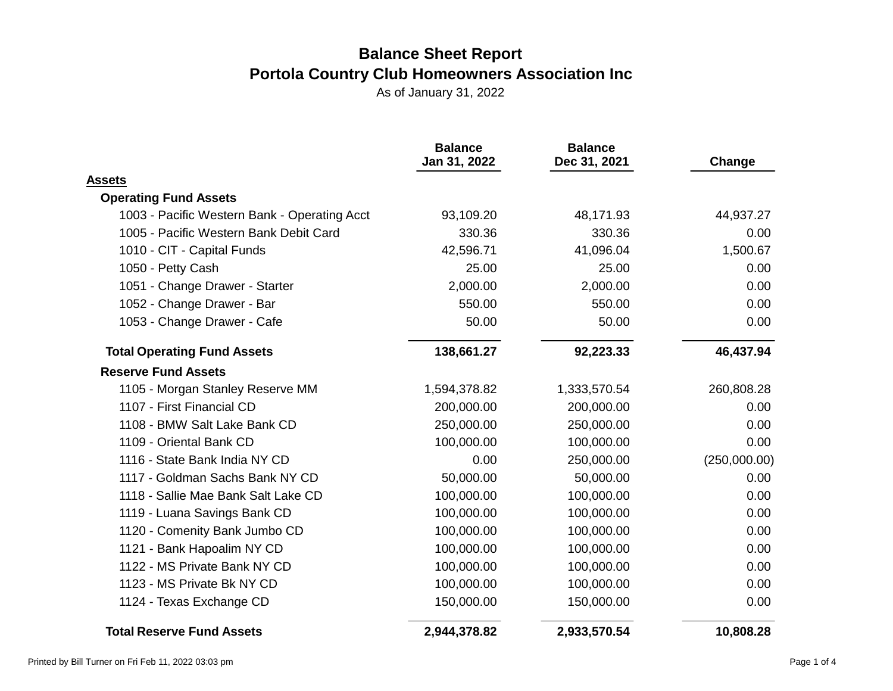# Balance Sheet Report

## Portola Country Club Homeowners Association Inc

As of January 31, 2022

| | Balance Jan 31, 2022 | Balance Dec 31, 2021 | Change |
|---|---|---|---|
| **Assets** | | | |
| **Operating Fund Assets** | | | |
| 1003 - Pacific Western Bank - Operating Acct | 93,109.20 | 48,171.93 | 44,937.27 |
| 1005 - Pacific Western Bank Debit Card | 330.36 | 330.36 | 0.00 |
| 1010 - CIT - Capital Funds | 42,596.71 | 41,096.04 | 1,500.67 |
| 1050 - Petty Cash | 25.00 | 25.00 | 0.00 |
| 1051 - Change Drawer - Starter | 2,000.00 | 2,000.00 | 0.00 |
| 1052 - Change Drawer - Bar | 550.00 | 550.00 | 0.00 |
| 1053 - Change Drawer - Cafe | 50.00 | 50.00 | 0.00 |
| **Total Operating Fund Assets** | **138,661.27** | **92,223.33** | **46,437.94** |
| **Reserve Fund Assets** | | | |
| 1105 - Morgan Stanley Reserve MM | 1,594,378.82 | 1,333,570.54 | 260,808.28 |
| 1107 - First Financial CD | 200,000.00 | 200,000.00 | 0.00 |
| 1108 - BMW Salt Lake Bank CD | 250,000.00 | 250,000.00 | 0.00 |
| 1109 - Oriental Bank CD | 100,000.00 | 100,000.00 | 0.00 |
| 1116 - State Bank India NY CD | 0.00 | 250,000.00 | (250,000.00) |
| 1117 - Goldman Sachs Bank NY CD | 50,000.00 | 50,000.00 | 0.00 |
| 1118 - Sallie Mae Bank Salt Lake CD | 100,000.00 | 100,000.00 | 0.00 |
| 1119 - Luana Savings Bank CD | 100,000.00 | 100,000.00 | 0.00 |
| 1120 - Comenity Bank Jumbo CD | 100,000.00 | 100,000.00 | 0.00 |
| 1121 - Bank Hapoalim NY CD | 100,000.00 | 100,000.00 | 0.00 |
| 1122 - MS Private Bank NY CD | 100,000.00 | 100,000.00 | 0.00 |
| 1123 - MS Private Bk NY CD | 100,000.00 | 100,000.00 | 0.00 |
| 1124 - Texas Exchange CD | 150,000.00 | 150,000.00 | 0.00 |
| **Total Reserve Fund Assets** | **2,944,378.82** | **2,933,570.54** | **10,808.28** |

Printed by Bill Turner on Fri Feb 11, 2022 03:03 pm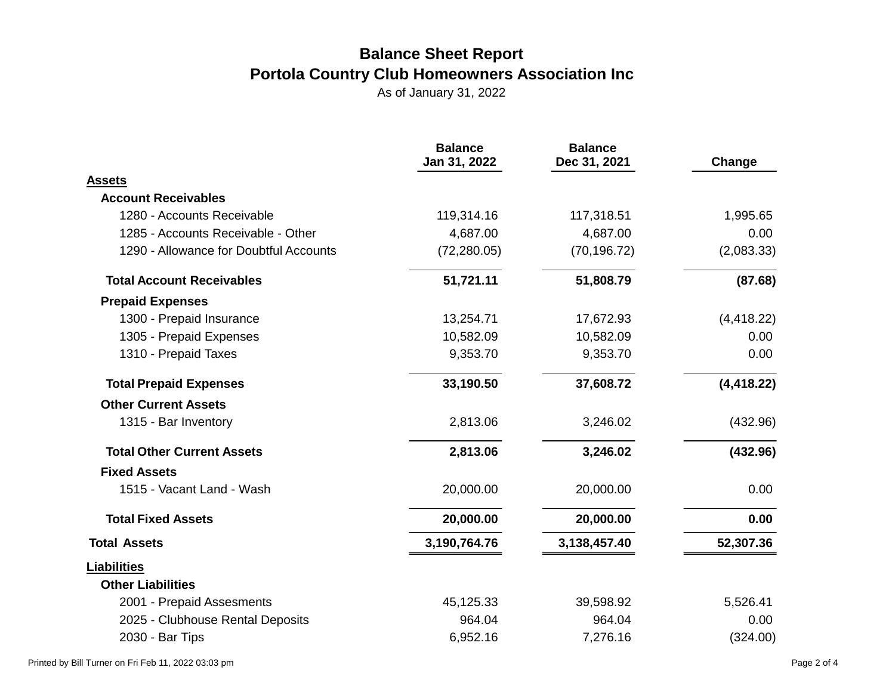# Balance Sheet Report
## Portola Country Club Homeowners Association Inc
As of January 31, 2022

| | Balance Jan 31, 2022 | Balance Dec 31, 2021 | Change |
|---|---|---|---|
| **Assets** | | | |
| **Account Receivables** | | | |
| 1280 - Accounts Receivable | 119,314.16 | 117,318.51 | 1,995.65 |
| 1285 - Accounts Receivable - Other | 4,687.00 | 4,687.00 | 0.00 |
| 1290 - Allowance for Doubtful Accounts | (72,280.05) | (70,196.72) | (2,083.33) |
| **Total Account Receivables** | **51,721.11** | **51,808.79** | **(87.68)** |
| **Prepaid Expenses** | | | |
| 1300 - Prepaid Insurance | 13,254.71 | 17,672.93 | (4,418.22) |
| 1305 - Prepaid Expenses | 10,582.09 | 10,582.09 | 0.00 |
| 1310 - Prepaid Taxes | 9,353.70 | 9,353.70 | 0.00 |
| **Total Prepaid Expenses** | **33,190.50** | **37,608.72** | **(4,418.22)** |
| **Other Current Assets** | | | |
| 1315 - Bar Inventory | 2,813.06 | 3,246.02 | (432.96) |
| **Total Other Current Assets** | **2,813.06** | **3,246.02** | **(432.96)** |
| **Fixed Assets** | | | |
| 1515 - Vacant Land - Wash | 20,000.00 | 20,000.00 | 0.00 |
| **Total Fixed Assets** | **20,000.00** | **20,000.00** | **0.00** |
| **Total Assets** | **3,190,764.76** | **3,138,457.40** | **52,307.36** |
| **Liabilities** | | | |
| **Other Liabilities** | | | |
| 2001 - Prepaid Assesments | 45,125.33 | 39,598.92 | 5,526.41 |
| 2025 - Clubhouse Rental Deposits | 964.04 | 964.04 | 0.00 |
| 2030 - Bar Tips | 6,952.16 | 7,276.16 | (324.00) |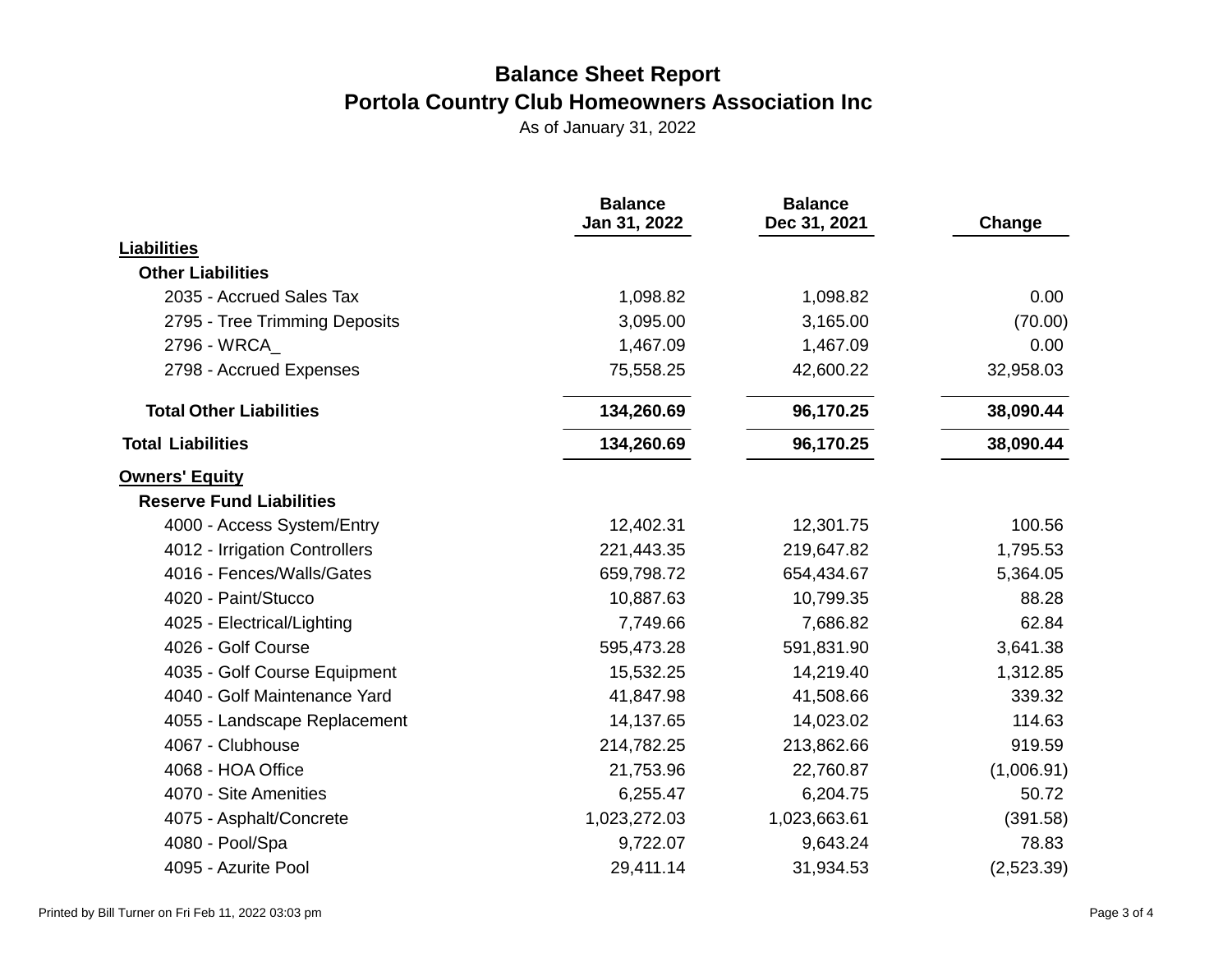# Balance Sheet Report

## Portola Country Club Homeowners Association Inc

As of January 31, 2022

| | Balance Jan 31, 2022 | Balance Dec 31, 2021 | Change |
|---|---|---|---|
| **Liabilities** | | | |
| **Other Liabilities** | | | |
| 2035 - Accrued Sales Tax | 1,098.82 | 1,098.82 | 0.00 |
| 2795 - Tree Trimming Deposits | 3,095.00 | 3,165.00 | (70.00) |
| 2796 - WRCA_ | 1,467.09 | 1,467.09 | 0.00 |
| 2798 - Accrued Expenses | 75,558.25 | 42,600.22 | 32,958.03 |
| **Total Other Liabilities** | **134,260.69** | **96,170.25** | **38,090.44** |
| **Total Liabilities** | **134,260.69** | **96,170.25** | **38,090.44** |
| **Owners' Equity** | | | |
| **Reserve Fund Liabilities** | | | |
| 4000 - Access System/Entry | 12,402.31 | 12,301.75 | 100.56 |
| 4012 - Irrigation Controllers | 221,443.35 | 219,647.82 | 1,795.53 |
| 4016 - Fences/Walls/Gates | 659,798.72 | 654,434.67 | 5,364.05 |
| 4020 - Paint/Stucco | 10,887.63 | 10,799.35 | 88.28 |
| 4025 - Electrical/Lighting | 7,749.66 | 7,686.82 | 62.84 |
| 4026 - Golf Course | 595,473.28 | 591,831.90 | 3,641.38 |
| 4035 - Golf Course Equipment | 15,532.25 | 14,219.40 | 1,312.85 |
| 4040 - Golf Maintenance Yard | 41,847.98 | 41,508.66 | 339.32 |
| 4055 - Landscape Replacement | 14,137.65 | 14,023.02 | 114.63 |
| 4067 - Clubhouse | 214,782.25 | 213,862.66 | 919.59 |
| 4068 - HOA Office | 21,753.96 | 22,760.87 | (1,006.91) |
| 4070 - Site Amenities | 6,255.47 | 6,204.75 | 50.72 |
| 4075 - Asphalt/Concrete | 1,023,272.03 | 1,023,663.61 | (391.58) |
| 4080 - Pool/Spa | 9,722.07 | 9,643.24 | 78.83 |
| 4095 - Azurite Pool | 29,411.14 | 31,934.53 | (2,523.39) |

Printed by Bill Turner on Fri Feb 11, 2022 03:03 pm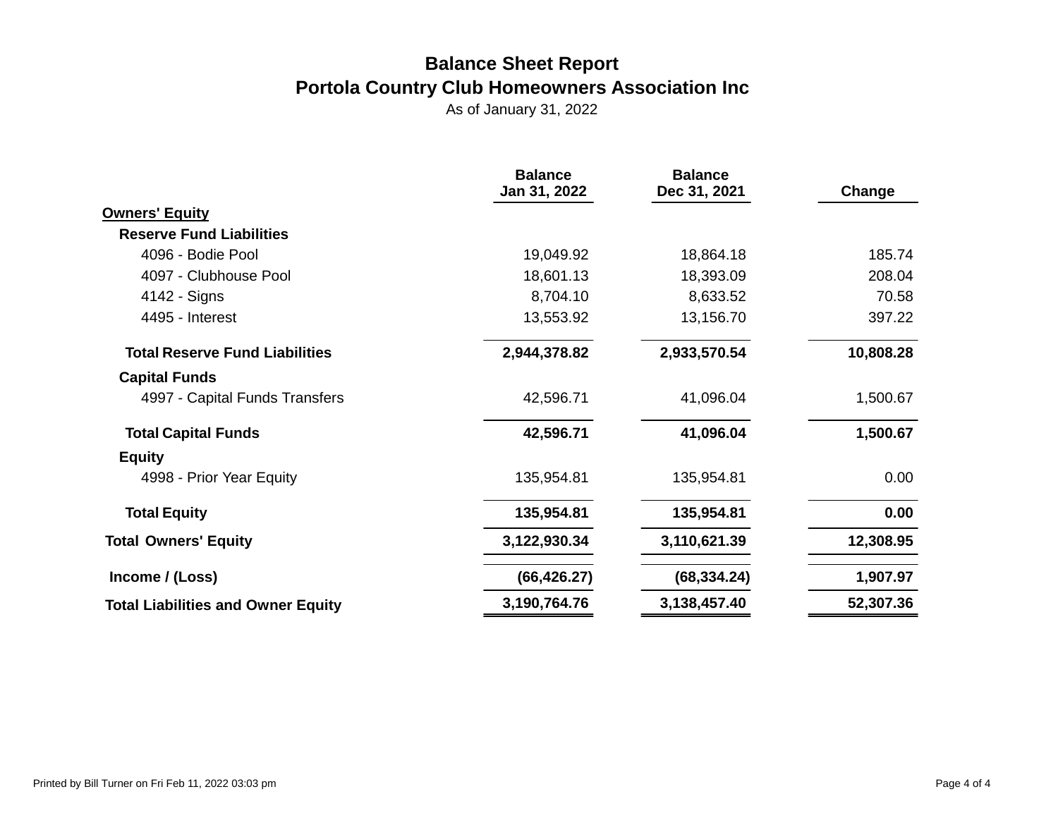# Balance Sheet Report

## Portola Country Club Homeowners Association Inc

As of January 31, 2022

| | Balance Jan 31, 2022 | Balance Dec 31, 2021 | Change |
|---|---:|---:|---:|
| **Owners' Equity** | | | |
| **Reserve Fund Liabilities** | | | |
| 4096 - Bodie Pool | 19,049.92 | 18,864.18 | 185.74 |
| 4097 - Clubhouse Pool | 18,601.13 | 18,393.09 | 208.04 |
| 4142 - Signs | 8,704.10 | 8,633.52 | 70.58 |
| 4495 - Interest | 13,553.92 | 13,156.70 | 397.22 |
| **Total Reserve Fund Liabilities** | **2,944,378.82** | **2,933,570.54** | **10,808.28** |
| **Capital Funds** | | | |
| 4997 - Capital Funds Transfers | 42,596.71 | 41,096.04 | 1,500.67 |
| **Total Capital Funds** | **42,596.71** | **41,096.04** | **1,500.67** |
| **Equity** | | | |
| 4998 - Prior Year Equity | 135,954.81 | 135,954.81 | 0.00 |
| **Total Equity** | **135,954.81** | **135,954.81** | **0.00** |
| **Total Owners' Equity** | **3,122,930.34** | **3,110,621.39** | **12,308.95** |
| **Income / (Loss)** | **(66,426.27)** | **(68,334.24)** | **1,907.97** |
| **Total Liabilities and Owner Equity** | **3,190,764.76** | **3,138,457.40** | **52,307.36** |

Printed by Bill Turner on Fri Feb 11, 2022 03:03 pm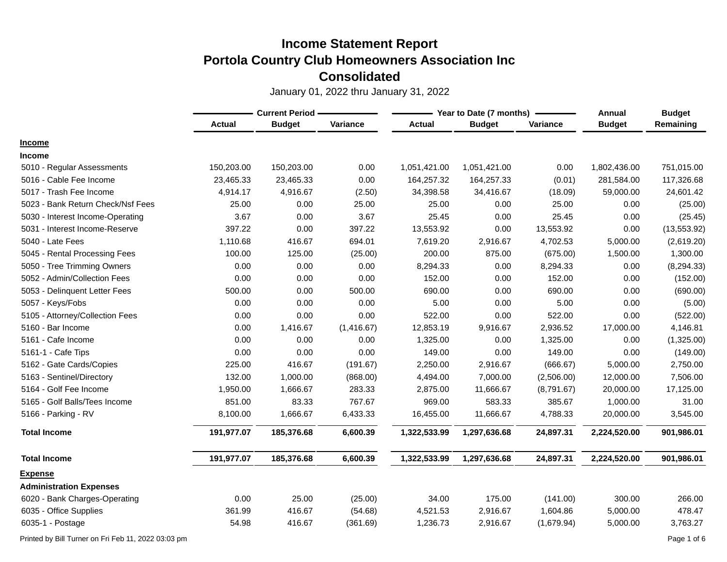# Income Statement Report
## Portola Country Club Homeowners Association Inc
## Consolidated

January 01, 2022 thru January 31, 2022

| | Current Period | | | Year to Date (7 months) | | | Annual | Budget |
|---|---|---|---|---|---|---|---|---|
| | Actual | Budget | Variance | Actual | Budget | Variance | Budget | Remaining |
| **Income** | | | | | | | | |
| **Income** | | | | | | | | |
| 5010 - Regular Assessments | 150,203.00 | 150,203.00 | 0.00 | 1,051,421.00 | 1,051,421.00 | 0.00 | 1,802,436.00 | 751,015.00 |
| 5016 - Cable Fee Income | 23,465.33 | 23,465.33 | 0.00 | 164,257.32 | 164,257.33 | (0.01) | 281,584.00 | 117,326.68 |
| 5017 - Trash Fee Income | 4,914.17 | 4,916.67 | (2.50) | 34,398.58 | 34,416.67 | (18.09) | 59,000.00 | 24,601.42 |
| 5023 - Bank Return Check/Nsf Fees | 25.00 | 0.00 | 25.00 | 25.00 | 0.00 | 25.00 | 0.00 | (25.00) |
| 5030 - Interest Income-Operating | 3.67 | 0.00 | 3.67 | 25.45 | 0.00 | 25.45 | 0.00 | (25.45) |
| 5031 - Interest Income-Reserve | 397.22 | 0.00 | 397.22 | 13,553.92 | 0.00 | 13,553.92 | 0.00 | (13,553.92) |
| 5040 - Late Fees | 1,110.68 | 416.67 | 694.01 | 7,619.20 | 2,916.67 | 4,702.53 | 5,000.00 | (2,619.20) |
| 5045 - Rental Processing Fees | 100.00 | 125.00 | (25.00) | 200.00 | 875.00 | (675.00) | 1,500.00 | 1,300.00 |
| 5050 - Tree Trimming Owners | 0.00 | 0.00 | 0.00 | 8,294.33 | 0.00 | 8,294.33 | 0.00 | (8,294.33) |
| 5052 - Admin/Collection Fees | 0.00 | 0.00 | 0.00 | 152.00 | 0.00 | 152.00 | 0.00 | (152.00) |
| 5053 - Delinquent Letter Fees | 500.00 | 0.00 | 500.00 | 690.00 | 0.00 | 690.00 | 0.00 | (690.00) |
| 5057 - Keys/Fobs | 0.00 | 0.00 | 0.00 | 5.00 | 0.00 | 5.00 | 0.00 | (5.00) |
| 5105 - Attorney/Collection Fees | 0.00 | 0.00 | 0.00 | 522.00 | 0.00 | 522.00 | 0.00 | (522.00) |
| 5160 - Bar Income | 0.00 | 1,416.67 | (1,416.67) | 12,853.19 | 9,916.67 | 2,936.52 | 17,000.00 | 4,146.81 |
| 5161 - Cafe Income | 0.00 | 0.00 | 0.00 | 1,325.00 | 0.00 | 1,325.00 | 0.00 | (1,325.00) |
| 5161-1 - Cafe Tips | 0.00 | 0.00 | 0.00 | 149.00 | 0.00 | 149.00 | 0.00 | (149.00) |
| 5162 - Gate Cards/Copies | 225.00 | 416.67 | (191.67) | 2,250.00 | 2,916.67 | (666.67) | 5,000.00 | 2,750.00 |
| 5163 - Sentinel/Directory | 132.00 | 1,000.00 | (868.00) | 4,494.00 | 7,000.00 | (2,506.00) | 12,000.00 | 7,506.00 |
| 5164 - Golf Fee Income | 1,950.00 | 1,666.67 | 283.33 | 2,875.00 | 11,666.67 | (8,791.67) | 20,000.00 | 17,125.00 |
| 5165 - Golf Balls/Tees Income | 851.00 | 83.33 | 767.67 | 969.00 | 583.33 | 385.67 | 1,000.00 | 31.00 |
| 5166 - Parking - RV | 8,100.00 | 1,666.67 | 6,433.33 | 16,455.00 | 11,666.67 | 4,788.33 | 20,000.00 | 3,545.00 |
| **Total Income** | **191,977.07** | **185,376.68** | **6,600.39** | **1,322,533.99** | **1,297,636.68** | **24,897.31** | **2,224,520.00** | **901,986.01** |
| **Total Income** | **191,977.07** | **185,376.68** | **6,600.39** | **1,322,533.99** | **1,297,636.68** | **24,897.31** | **2,224,520.00** | **901,986.01** |
| **Expense** | | | | | | | | |
| **Administration Expenses** | | | | | | | | |
| 6020 - Bank Charges-Operating | 0.00 | 25.00 | (25.00) | 34.00 | 175.00 | (141.00) | 300.00 | 266.00 |
| 6035 - Office Supplies | 361.99 | 416.67 | (54.68) | 4,521.53 | 2,916.67 | 1,604.86 | 5,000.00 | 478.47 |
| 6035-1 - Postage | 54.98 | 416.67 | (361.69) | 1,236.73 | 2,916.67 | (1,679.94) | 5,000.00 | 3,763.27 |

Printed by Bill Turner on Fri Feb 11, 2022 03:03 pm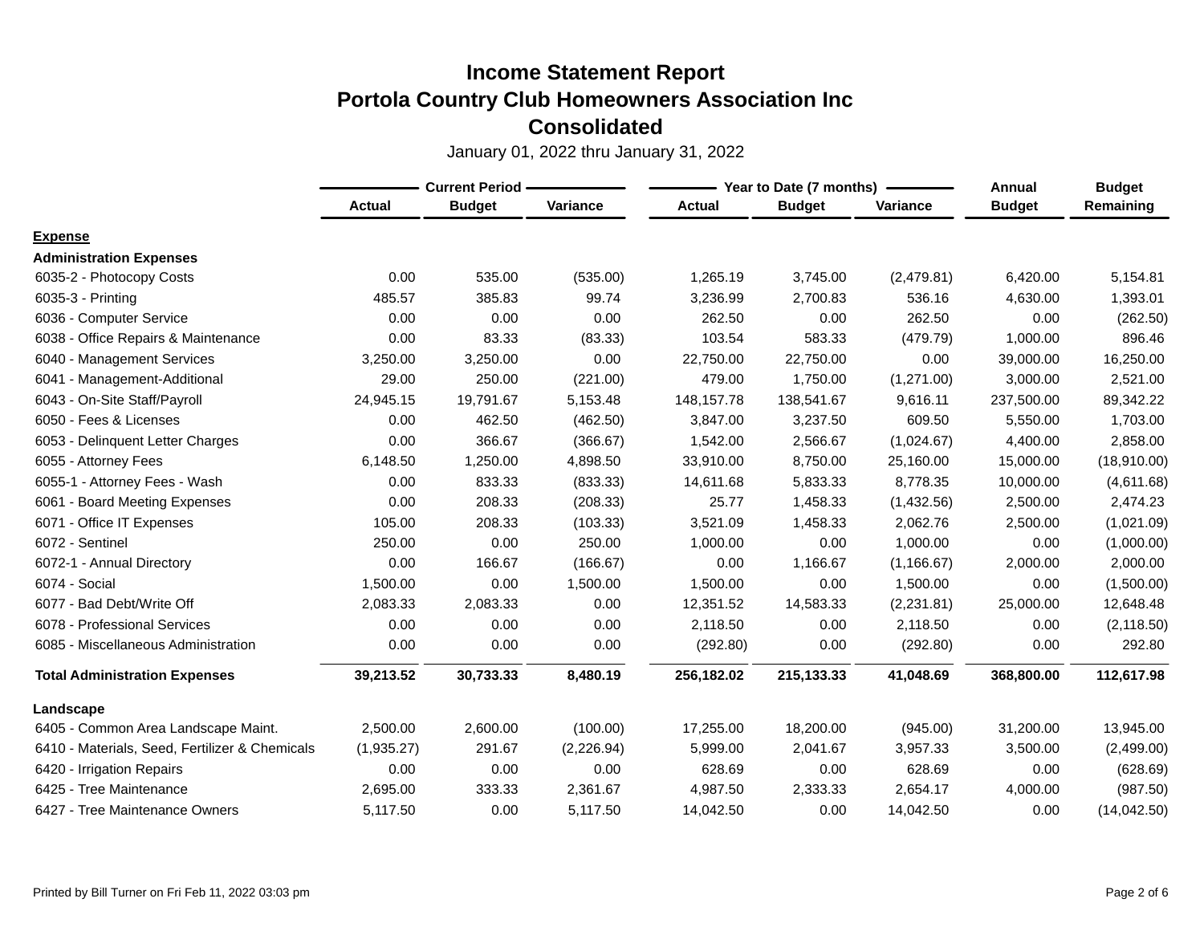# Income Statement Report
## Portola Country Club Homeowners Association Inc
## Consolidated

January 01, 2022 thru January 31, 2022

| | Current Period | | | Year to Date (7 months) | | | Annual | Budget |
|---|---|---|---|---|---|---|---|---|
| | Actual | Budget | Variance | Actual | Budget | Variance | Budget | Remaining |
| **Expense** | | | | | | | | |
| **Administration Expenses** | | | | | | | | |
| 6035-2 - Photocopy Costs | 0.00 | 535.00 | (535.00) | 1,265.19 | 3,745.00 | (2,479.81) | 6,420.00 | 5,154.81 |
| 6035-3 - Printing | 485.57 | 385.83 | 99.74 | 3,236.99 | 2,700.83 | 536.16 | 4,630.00 | 1,393.01 |
| 6036 - Computer Service | 0.00 | 0.00 | 0.00 | 262.50 | 0.00 | 262.50 | 0.00 | (262.50) |
| 6038 - Office Repairs & Maintenance | 0.00 | 83.33 | (83.33) | 103.54 | 583.33 | (479.79) | 1,000.00 | 896.46 |
| 6040 - Management Services | 3,250.00 | 3,250.00 | 0.00 | 22,750.00 | 22,750.00 | 0.00 | 39,000.00 | 16,250.00 |
| 6041 - Management-Additional | 29.00 | 250.00 | (221.00) | 479.00 | 1,750.00 | (1,271.00) | 3,000.00 | 2,521.00 |
| 6043 - On-Site Staff/Payroll | 24,945.15 | 19,791.67 | 5,153.48 | 148,157.78 | 138,541.67 | 9,616.11 | 237,500.00 | 89,342.22 |
| 6050 - Fees & Licenses | 0.00 | 462.50 | (462.50) | 3,847.00 | 3,237.50 | 609.50 | 5,550.00 | 1,703.00 |
| 6053 - Delinquent Letter Charges | 0.00 | 366.67 | (366.67) | 1,542.00 | 2,566.67 | (1,024.67) | 4,400.00 | 2,858.00 |
| 6055 - Attorney Fees | 6,148.50 | 1,250.00 | 4,898.50 | 33,910.00 | 8,750.00 | 25,160.00 | 15,000.00 | (18,910.00) |
| 6055-1 - Attorney Fees - Wash | 0.00 | 833.33 | (833.33) | 14,611.68 | 5,833.33 | 8,778.35 | 10,000.00 | (4,611.68) |
| 6061 - Board Meeting Expenses | 0.00 | 208.33 | (208.33) | 25.77 | 1,458.33 | (1,432.56) | 2,500.00 | 2,474.23 |
| 6071 - Office IT Expenses | 105.00 | 208.33 | (103.33) | 3,521.09 | 1,458.33 | 2,062.76 | 2,500.00 | (1,021.09) |
| 6072 - Sentinel | 250.00 | 0.00 | 250.00 | 1,000.00 | 0.00 | 1,000.00 | 0.00 | (1,000.00) |
| 6072-1 - Annual Directory | 0.00 | 166.67 | (166.67) | 0.00 | 1,166.67 | (1,166.67) | 2,000.00 | 2,000.00 |
| 6074 - Social | 1,500.00 | 0.00 | 1,500.00 | 1,500.00 | 0.00 | 1,500.00 | 0.00 | (1,500.00) |
| 6077 - Bad Debt/Write Off | 2,083.33 | 2,083.33 | 0.00 | 12,351.52 | 14,583.33 | (2,231.81) | 25,000.00 | 12,648.48 |
| 6078 - Professional Services | 0.00 | 0.00 | 0.00 | 2,118.50 | 0.00 | 2,118.50 | 0.00 | (2,118.50) |
| 6085 - Miscellaneous Administration | 0.00 | 0.00 | 0.00 | (292.80) | 0.00 | (292.80) | 0.00 | 292.80 |
| **Total Administration Expenses** | **39,213.52** | **30,733.33** | **8,480.19** | **256,182.02** | **215,133.33** | **41,048.69** | **368,800.00** | **112,617.98** |
| **Landscape** | | | | | | | | |
| 6405 - Common Area Landscape Maint. | 2,500.00 | 2,600.00 | (100.00) | 17,255.00 | 18,200.00 | (945.00) | 31,200.00 | 13,945.00 |
| 6410 - Materials, Seed, Fertilizer & Chemicals | (1,935.27) | 291.67 | (2,226.94) | 5,999.00 | 2,041.67 | 3,957.33 | 3,500.00 | (2,499.00) |
| 6420 - Irrigation Repairs | 0.00 | 0.00 | 0.00 | 628.69 | 0.00 | 628.69 | 0.00 | (628.69) |
| 6425 - Tree Maintenance | 2,695.00 | 333.33 | 2,361.67 | 4,987.50 | 2,333.33 | 2,654.17 | 4,000.00 | (987.50) |
| 6427 - Tree Maintenance Owners | 5,117.50 | 0.00 | 5,117.50 | 14,042.50 | 0.00 | 14,042.50 | 0.00 | (14,042.50) |

Printed by Bill Turner on Fri Feb 11, 2022 03:03 pm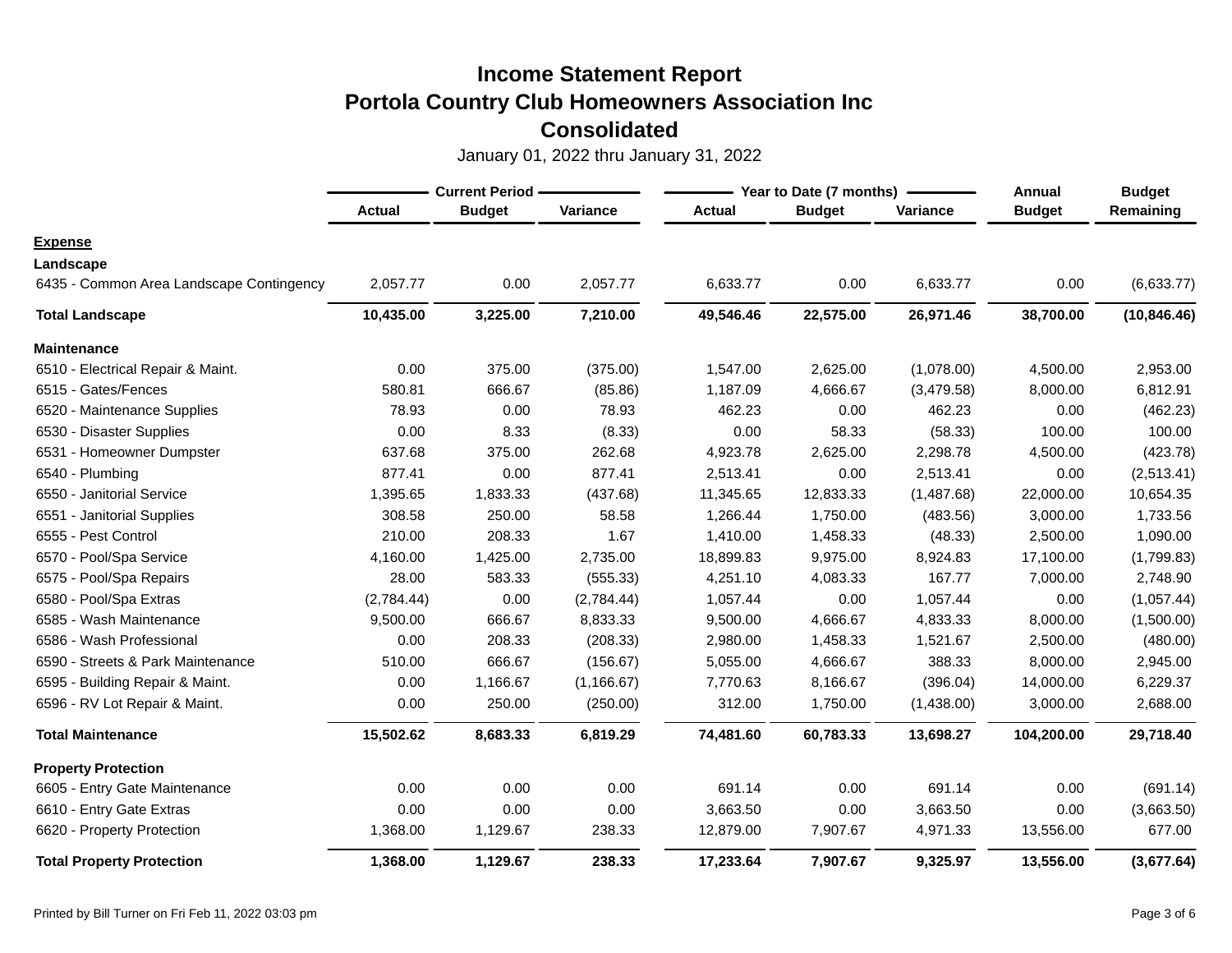# Income Statement Report
## Portola Country Club Homeowners Association Inc
## Consolidated

January 01, 2022 thru January 31, 2022

| | Current Period | | | Year to Date (7 months) | | | Annual | Budget |
|---|---|---|---|---|---|---|---|---|
| | Actual | Budget | Variance | Actual | Budget | Variance | Budget | Remaining |
| **Expense** | | | | | | | | |
| **Landscape** | | | | | | | | |
| 6435 - Common Area Landscape Contingency | 2,057.77 | 0.00 | 2,057.77 | 6,633.77 | 0.00 | 6,633.77 | 0.00 | (6,633.77) |
| **Total Landscape** | **10,435.00** | **3,225.00** | **7,210.00** | **49,546.46** | **22,575.00** | **26,971.46** | **38,700.00** | **(10,846.46)** |
| **Maintenance** | | | | | | | | |
| 6510 - Electrical Repair & Maint. | 0.00 | 375.00 | (375.00) | 1,547.00 | 2,625.00 | (1,078.00) | 4,500.00 | 2,953.00 |
| 6515 - Gates/Fences | 580.81 | 666.67 | (85.86) | 1,187.09 | 4,666.67 | (3,479.58) | 8,000.00 | 6,812.91 |
| 6520 - Maintenance Supplies | 78.93 | 0.00 | 78.93 | 462.23 | 0.00 | 462.23 | 0.00 | (462.23) |
| 6530 - Disaster Supplies | 0.00 | 8.33 | (8.33) | 0.00 | 58.33 | (58.33) | 100.00 | 100.00 |
| 6531 - Homeowner Dumpster | 637.68 | 375.00 | 262.68 | 4,923.78 | 2,625.00 | 2,298.78 | 4,500.00 | (423.78) |
| 6540 - Plumbing | 877.41 | 0.00 | 877.41 | 2,513.41 | 0.00 | 2,513.41 | 0.00 | (2,513.41) |
| 6550 - Janitorial Service | 1,395.65 | 1,833.33 | (437.68) | 11,345.65 | 12,833.33 | (1,487.68) | 22,000.00 | 10,654.35 |
| 6551 - Janitorial Supplies | 308.58 | 250.00 | 58.58 | 1,266.44 | 1,750.00 | (483.56) | 3,000.00 | 1,733.56 |
| 6555 - Pest Control | 210.00 | 208.33 | 1.67 | 1,410.00 | 1,458.33 | (48.33) | 2,500.00 | 1,090.00 |
| 6570 - Pool/Spa Service | 4,160.00 | 1,425.00 | 2,735.00 | 18,899.83 | 9,975.00 | 8,924.83 | 17,100.00 | (1,799.83) |
| 6575 - Pool/Spa Repairs | 28.00 | 583.33 | (555.33) | 4,251.10 | 4,083.33 | 167.77 | 7,000.00 | 2,748.90 |
| 6580 - Pool/Spa Extras | (2,784.44) | 0.00 | (2,784.44) | 1,057.44 | 0.00 | 1,057.44 | 0.00 | (1,057.44) |
| 6585 - Wash Maintenance | 9,500.00 | 666.67 | 8,833.33 | 9,500.00 | 4,666.67 | 4,833.33 | 8,000.00 | (1,500.00) |
| 6586 - Wash Professional | 0.00 | 208.33 | (208.33) | 2,980.00 | 1,458.33 | 1,521.67 | 2,500.00 | (480.00) |
| 6590 - Streets & Park Maintenance | 510.00 | 666.67 | (156.67) | 5,055.00 | 4,666.67 | 388.33 | 8,000.00 | 2,945.00 |
| 6595 - Building Repair & Maint. | 0.00 | 1,166.67 | (1,166.67) | 7,770.63 | 8,166.67 | (396.04) | 14,000.00 | 6,229.37 |
| 6596 - RV Lot Repair & Maint. | 0.00 | 250.00 | (250.00) | 312.00 | 1,750.00 | (1,438.00) | 3,000.00 | 2,688.00 |
| **Total Maintenance** | **15,502.62** | **8,683.33** | **6,819.29** | **74,481.60** | **60,783.33** | **13,698.27** | **104,200.00** | **29,718.40** |
| **Property Protection** | | | | | | | | |
| 6605 - Entry Gate Maintenance | 0.00 | 0.00 | 0.00 | 691.14 | 0.00 | 691.14 | 0.00 | (691.14) |
| 6610 - Entry Gate Extras | 0.00 | 0.00 | 0.00 | 3,663.50 | 0.00 | 3,663.50 | 0.00 | (3,663.50) |
| 6620 - Property Protection | 1,368.00 | 1,129.67 | 238.33 | 12,879.00 | 7,907.67 | 4,971.33 | 13,556.00 | 677.00 |
| **Total Property Protection** | **1,368.00** | **1,129.67** | **238.33** | **17,233.64** | **7,907.67** | **9,325.97** | **13,556.00** | **(3,677.64)** |

Printed by Bill Turner on Fri Feb 11, 2022 03:03 pm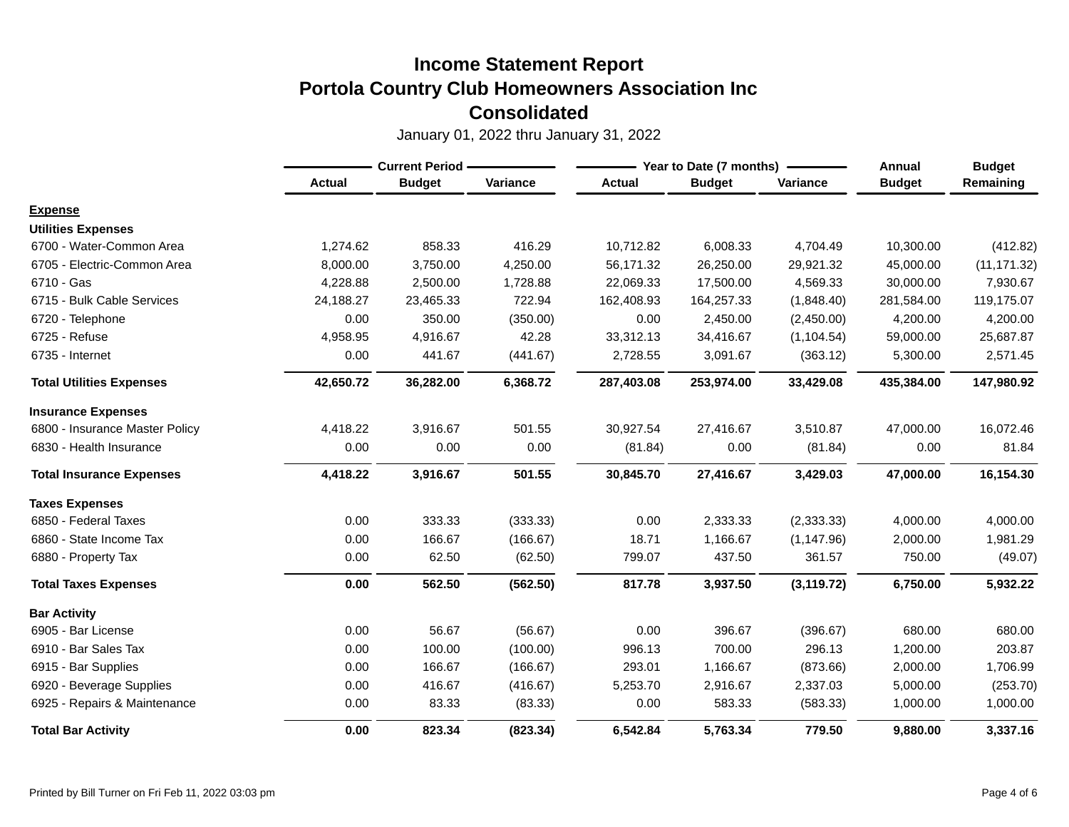# Income Statement Report
# Portola Country Club Homeowners Association Inc
# Consolidated

January 01, 2022 thru January 31, 2022

| | Current Period | | | Year to Date (7 months) | | | Annual | Budget |
|---|---|---|---|---|---|---|---|---|
| | Actual | Budget | Variance | Actual | Budget | Variance | Budget | Remaining |
| **Expense** | | | | | | | | |
| **Utilities Expenses** | | | | | | | | |
| 6700 - Water-Common Area | 1,274.62 | 858.33 | 416.29 | 10,712.82 | 6,008.33 | 4,704.49 | 10,300.00 | (412.82) |
| 6705 - Electric-Common Area | 8,000.00 | 3,750.00 | 4,250.00 | 56,171.32 | 26,250.00 | 29,921.32 | 45,000.00 | (11,171.32) |
| 6710 - Gas | 4,228.88 | 2,500.00 | 1,728.88 | 22,069.33 | 17,500.00 | 4,569.33 | 30,000.00 | 7,930.67 |
| 6715 - Bulk Cable Services | 24,188.27 | 23,465.33 | 722.94 | 162,408.93 | 164,257.33 | (1,848.40) | 281,584.00 | 119,175.07 |
| 6720 - Telephone | 0.00 | 350.00 | (350.00) | 0.00 | 2,450.00 | (2,450.00) | 4,200.00 | 4,200.00 |
| 6725 - Refuse | 4,958.95 | 4,916.67 | 42.28 | 33,312.13 | 34,416.67 | (1,104.54) | 59,000.00 | 25,687.87 |
| 6735 - Internet | 0.00 | 441.67 | (441.67) | 2,728.55 | 3,091.67 | (363.12) | 5,300.00 | 2,571.45 |
| **Total Utilities Expenses** | **42,650.72** | **36,282.00** | **6,368.72** | **287,403.08** | **253,974.00** | **33,429.08** | **435,384.00** | **147,980.92** |
| **Insurance Expenses** | | | | | | | | |
| 6800 - Insurance Master Policy | 4,418.22 | 3,916.67 | 501.55 | 30,927.54 | 27,416.67 | 3,510.87 | 47,000.00 | 16,072.46 |
| 6830 - Health Insurance | 0.00 | 0.00 | 0.00 | (81.84) | 0.00 | (81.84) | 0.00 | 81.84 |
| **Total Insurance Expenses** | **4,418.22** | **3,916.67** | **501.55** | **30,845.70** | **27,416.67** | **3,429.03** | **47,000.00** | **16,154.30** |
| **Taxes Expenses** | | | | | | | | |
| 6850 - Federal Taxes | 0.00 | 333.33 | (333.33) | 0.00 | 2,333.33 | (2,333.33) | 4,000.00 | 4,000.00 |
| 6860 - State Income Tax | 0.00 | 166.67 | (166.67) | 18.71 | 1,166.67 | (1,147.96) | 2,000.00 | 1,981.29 |
| 6880 - Property Tax | 0.00 | 62.50 | (62.50) | 799.07 | 437.50 | 361.57 | 750.00 | (49.07) |
| **Total Taxes Expenses** | **0.00** | **562.50** | **(562.50)** | **817.78** | **3,937.50** | **(3,119.72)** | **6,750.00** | **5,932.22** |
| **Bar Activity** | | | | | | | | |
| 6905 - Bar License | 0.00 | 56.67 | (56.67) | 0.00 | 396.67 | (396.67) | 680.00 | 680.00 |
| 6910 - Bar Sales Tax | 0.00 | 100.00 | (100.00) | 996.13 | 700.00 | 296.13 | 1,200.00 | 203.87 |
| 6915 - Bar Supplies | 0.00 | 166.67 | (166.67) | 293.01 | 1,166.67 | (873.66) | 2,000.00 | 1,706.99 |
| 6920 - Beverage Supplies | 0.00 | 416.67 | (416.67) | 5,253.70 | 2,916.67 | 2,337.03 | 5,000.00 | (253.70) |
| 6925 - Repairs & Maintenance | 0.00 | 83.33 | (83.33) | 0.00 | 583.33 | (583.33) | 1,000.00 | 1,000.00 |
| **Total Bar Activity** | **0.00** | **823.34** | **(823.34)** | **6,542.84** | **5,763.34** | **779.50** | **9,880.00** | **3,337.16** |

Printed by Bill Turner on Fri Feb 11, 2022 03:03 pm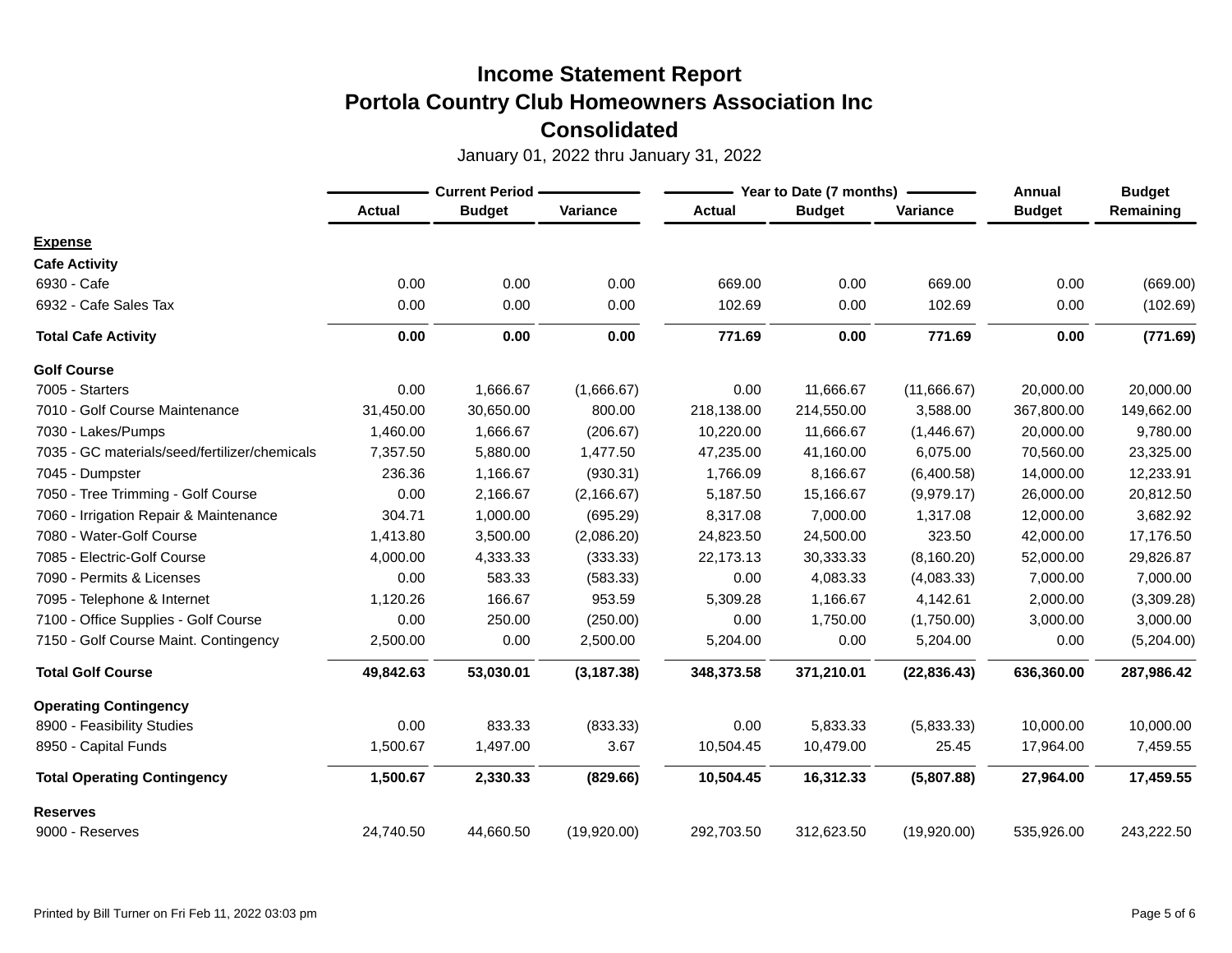# Income Statement Report
## Portola Country Club Homeowners Association Inc
## Consolidated

January 01, 2022 thru January 31, 2022

| | Current Period | | | Year to Date (7 months) | | | Annual | Budget |
|---|---|---|---|---|---|---|---|---|
| | Actual | Budget | Variance | Actual | Budget | Variance | Budget | Remaining |
| **Expense** | | | | | | | | |
| **Cafe Activity** | | | | | | | | |
| 6930 - Cafe | 0.00 | 0.00 | 0.00 | 669.00 | 0.00 | 669.00 | 0.00 | (669.00) |
| 6932 - Cafe Sales Tax | 0.00 | 0.00 | 0.00 | 102.69 | 0.00 | 102.69 | 0.00 | (102.69) |
| **Total Cafe Activity** | **0.00** | **0.00** | **0.00** | **771.69** | **0.00** | **771.69** | **0.00** | **(771.69)** |
| **Golf Course** | | | | | | | | |
| 7005 - Starters | 0.00 | 1,666.67 | (1,666.67) | 0.00 | 11,666.67 | (11,666.67) | 20,000.00 | 20,000.00 |
| 7010 - Golf Course Maintenance | 31,450.00 | 30,650.00 | 800.00 | 218,138.00 | 214,550.00 | 3,588.00 | 367,800.00 | 149,662.00 |
| 7030 - Lakes/Pumps | 1,460.00 | 1,666.67 | (206.67) | 10,220.00 | 11,666.67 | (1,446.67) | 20,000.00 | 9,780.00 |
| 7035 - GC materials/seed/fertilizer/chemicals | 7,357.50 | 5,880.00 | 1,477.50 | 47,235.00 | 41,160.00 | 6,075.00 | 70,560.00 | 23,325.00 |
| 7045 - Dumpster | 236.36 | 1,166.67 | (930.31) | 1,766.09 | 8,166.67 | (6,400.58) | 14,000.00 | 12,233.91 |
| 7050 - Tree Trimming - Golf Course | 0.00 | 2,166.67 | (2,166.67) | 5,187.50 | 15,166.67 | (9,979.17) | 26,000.00 | 20,812.50 |
| 7060 - Irrigation Repair & Maintenance | 304.71 | 1,000.00 | (695.29) | 8,317.08 | 7,000.00 | 1,317.08 | 12,000.00 | 3,682.92 |
| 7080 - Water-Golf Course | 1,413.80 | 3,500.00 | (2,086.20) | 24,823.50 | 24,500.00 | 323.50 | 42,000.00 | 17,176.50 |
| 7085 - Electric-Golf Course | 4,000.00 | 4,333.33 | (333.33) | 22,173.13 | 30,333.33 | (8,160.20) | 52,000.00 | 29,826.87 |
| 7090 - Permits & Licenses | 0.00 | 583.33 | (583.33) | 0.00 | 4,083.33 | (4,083.33) | 7,000.00 | 7,000.00 |
| 7095 - Telephone & Internet | 1,120.26 | 166.67 | 953.59 | 5,309.28 | 1,166.67 | 4,142.61 | 2,000.00 | (3,309.28) |
| 7100 - Office Supplies - Golf Course | 0.00 | 250.00 | (250.00) | 0.00 | 1,750.00 | (1,750.00) | 3,000.00 | 3,000.00 |
| 7150 - Golf Course Maint. Contingency | 2,500.00 | 0.00 | 2,500.00 | 5,204.00 | 0.00 | 5,204.00 | 0.00 | (5,204.00) |
| **Total Golf Course** | **49,842.63** | **53,030.01** | **(3,187.38)** | **348,373.58** | **371,210.01** | **(22,836.43)** | **636,360.00** | **287,986.42** |
| **Operating Contingency** | | | | | | | | |
| 8900 - Feasibility Studies | 0.00 | 833.33 | (833.33) | 0.00 | 5,833.33 | (5,833.33) | 10,000.00 | 10,000.00 |
| 8950 - Capital Funds | 1,500.67 | 1,497.00 | 3.67 | 10,504.45 | 10,479.00 | 25.45 | 17,964.00 | 7,459.55 |
| **Total Operating Contingency** | **1,500.67** | **2,330.33** | **(829.66)** | **10,504.45** | **16,312.33** | **(5,807.88)** | **27,964.00** | **17,459.55** |
| **Reserves** | | | | | | | | |
| 9000 - Reserves | 24,740.50 | 44,660.50 | (19,920.00) | 292,703.50 | 312,623.50 | (19,920.00) | 535,926.00 | 243,222.50 |

Printed by Bill Turner on Fri Feb 11, 2022 03:03 pm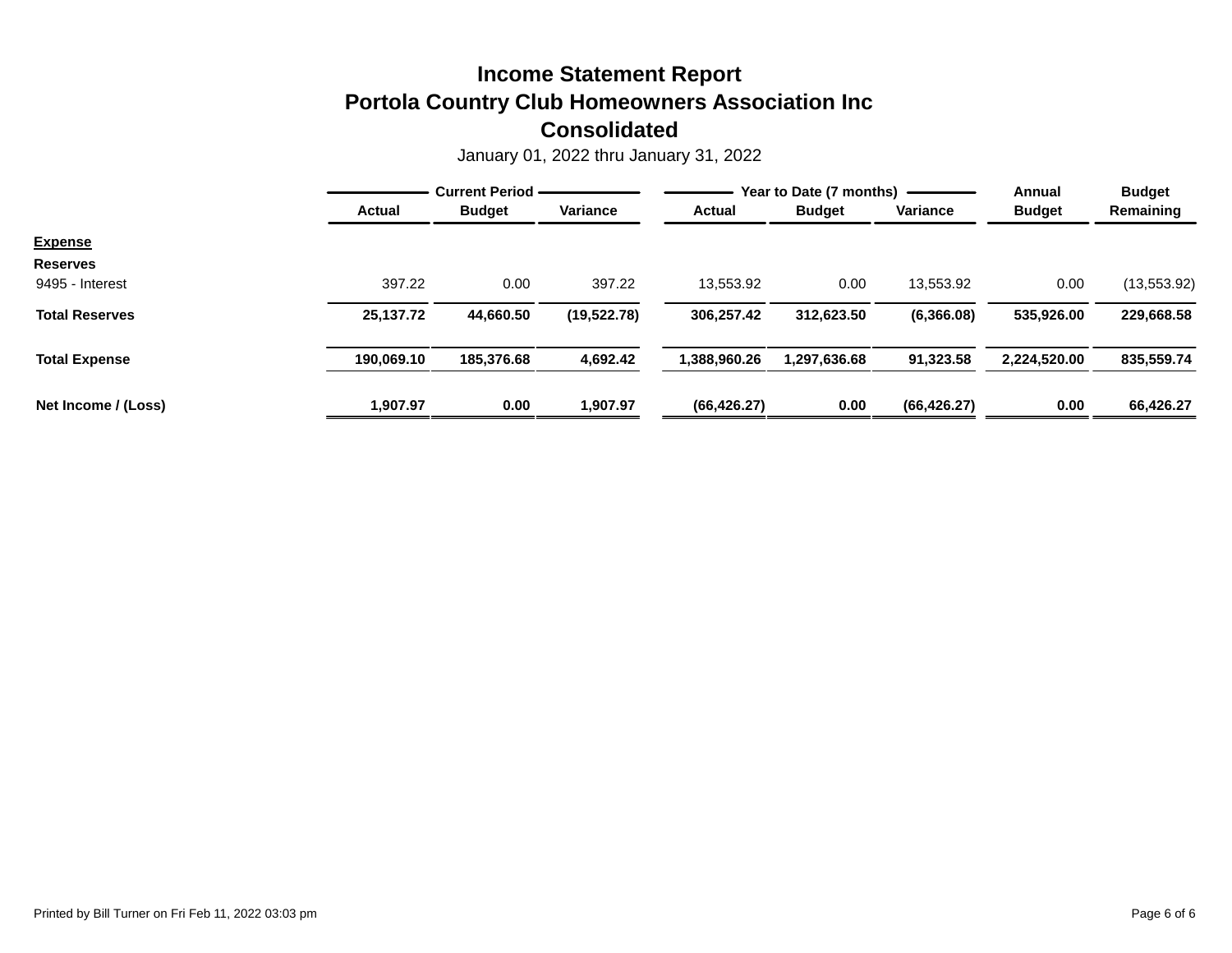# Income Statement Report
# Portola Country Club Homeowners Association Inc
# Consolidated

January 01, 2022 thru January 31, 2022

| | Current Period | | | Year to Date (7 months) | | | Annual | Budget |
|---|---|---|---|---|---|---|---|---|
| | **Actual** | **Budget** | **Variance** | **Actual** | **Budget** | **Variance** | **Budget** | **Remaining** |
| **<u>Expense</u>** | | | | | | | | |
| **Reserves** | | | | | | | | |
| 9495 - Interest | 397.22 | 0.00 | 397.22 | 13,553.92 | 0.00 | 13,553.92 | 0.00 | (13,553.92) |
| **Total Reserves** | **25,137.72** | **44,660.50** | **(19,522.78)** | **306,257.42** | **312,623.50** | **(6,366.08)** | **535,926.00** | **229,668.58** |
| **Total Expense** | **190,069.10** | **185,376.68** | **4,692.42** | **1,388,960.26** | **1,297,636.68** | **91,323.58** | **2,224,520.00** | **835,559.74** |
| **Net Income / (Loss)** | **1,907.97** | **0.00** | **1,907.97** | **(66,426.27)** | **0.00** | **(66,426.27)** | **0.00** | **66,426.27** |

Printed by Bill Turner on Fri Feb 11, 2022 03:03 pm